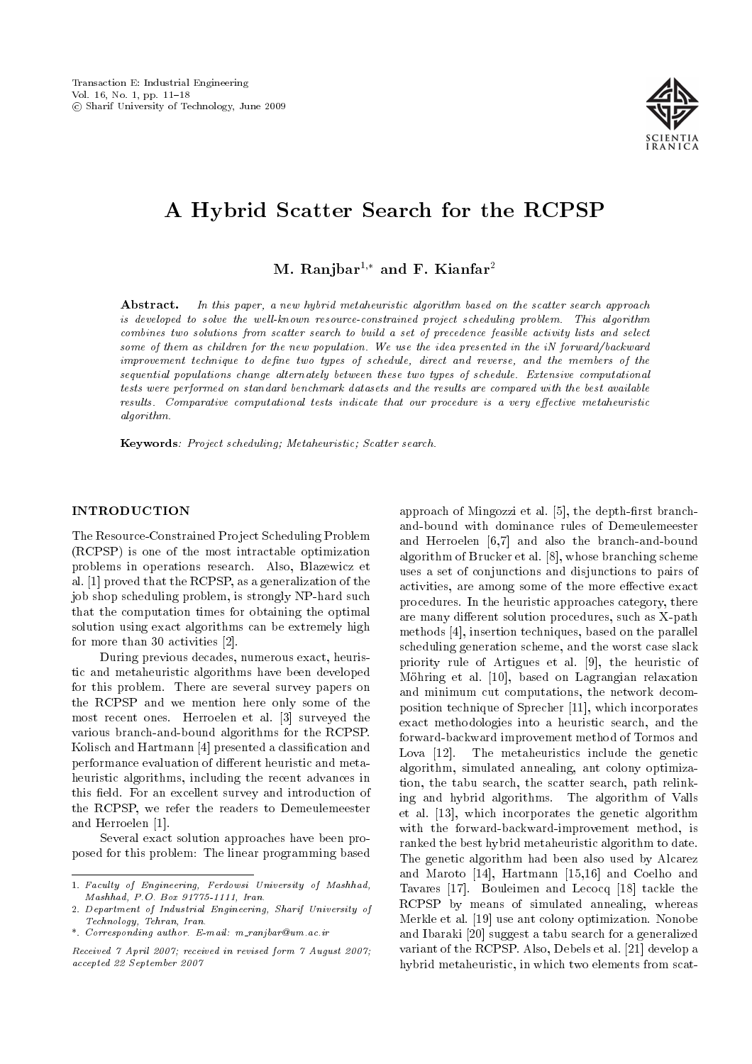# A Hybrid Scatter Search for the RCPSP

**M. Ranjbar**[1,*] **and F. Kianfar**[2]

**Abstract.** *In this paper, a new hybrid metaheuristic algorithm based on the scatter search approach is developed to solve the well-known resource-constrained project scheduling problem. This algorithm combines two solutions from scatter search to build a set of precedence feasible activity lists and select some of them as children for the new population. We use the idea presented in the iN forward/backward improvement technique to define two types of schedule, direct and reverse, and the members of the sequential populations change alternately between these two types of schedule. Extensive computational tests were performed on standard benchmark datasets and the results are compared with the best available results. Comparative computational tests indicate that our procedure is a very effective metaheuristic algorithm.*

**Keywords**: *Project scheduling; Metaheuristic; Scatter search.*

## INTRODUCTION

The Resource-Constrained Project Scheduling Problem (RCPSP) is one of the most intractable optimization problems in operations research. Also, Blazewicz et al. [1] proved that the RCPSP, as a generalization of the job shop scheduling problem, is strongly NP-hard such that the computation times for obtaining the optimal solution using exact algorithms can be extremely high for more than 30 activities [2].

During previous decades, numerous exact, heuristic and metaheuristic algorithms have been developed for this problem. There are several survey papers on the RCPSP and we mention here only some of the most recent ones. Herroelen et al. [3] surveyed the various branch-and-bound algorithms for the RCPSP. Kolisch and Hartmann [4] presented a classification and performance evaluation of different heuristic and metaheuristic algorithms, including the recent advances in this field. For an excellent survey and introduction of the RCPSP, we refer the readers to Demeulemeester and Herroelen [1].

Several exact solution approaches have been proposed for this problem: The linear programming based approach of Mingozzi et al. [5], the depth-first branch-and-bound with dominance rules of Demeulemeester and Herroelen [6,7] and also the branch-and-bound algorithm of Brucker et al. [8], whose branching scheme uses a set of conjunctions and disjunctions to pairs of activities, are among some of the more effective exact procedures. In the heuristic approaches category, there are many different solution procedures, such as X-path methods [4], insertion techniques, based on the parallel scheduling generation scheme, and the worst case slack priority rule of Artigues et al. [9], the heuristic of Möhring et al. [10], based on Lagrangian relaxation and minimum cut computations, the network decomposition technique of Sprecher [11], which incorporates exact methodologies into a heuristic search, and the forward-backward improvement method of Tormos and Lova [12]. The metaheuristics include the genetic algorithm, simulated annealing, ant colony optimization, the tabu search, the scatter search, path relinking and hybrid algorithms. The algorithm of Valls et al. [13], which incorporates the genetic algorithm with the forward-backward-improvement method, is ranked the best hybrid metaheuristic algorithm to date. The genetic algorithm had been also used by Alcarez and Maroto [14], Hartmann [15,16] and Coelho and Tavares [17]. Bouleimen and Lecocq [18] tackle the RCPSP by means of simulated annealing, whereas Merkle et al. [19] use ant colony optimization. Nonobe and Ibaraki [20] suggest a tabu search for a generalized variant of the RCPSP. Also, Debels et al. [21] develop a hybrid metaheuristic, in which two elements from scat-

---

1. *Faculty of Engineering, Ferdowsi University of Mashhad, Mashhad, P.O. Box 91775-1111, Iran.*
2. *Department of Industrial Engineering, Sharif University of Technology, Tehran, Iran.*
*. *Corresponding author. E-mail: m_ranjbar@um.ac.ir*

*Received 7 April 2007; received in revised form 7 August 2007; accepted 22 September 2007*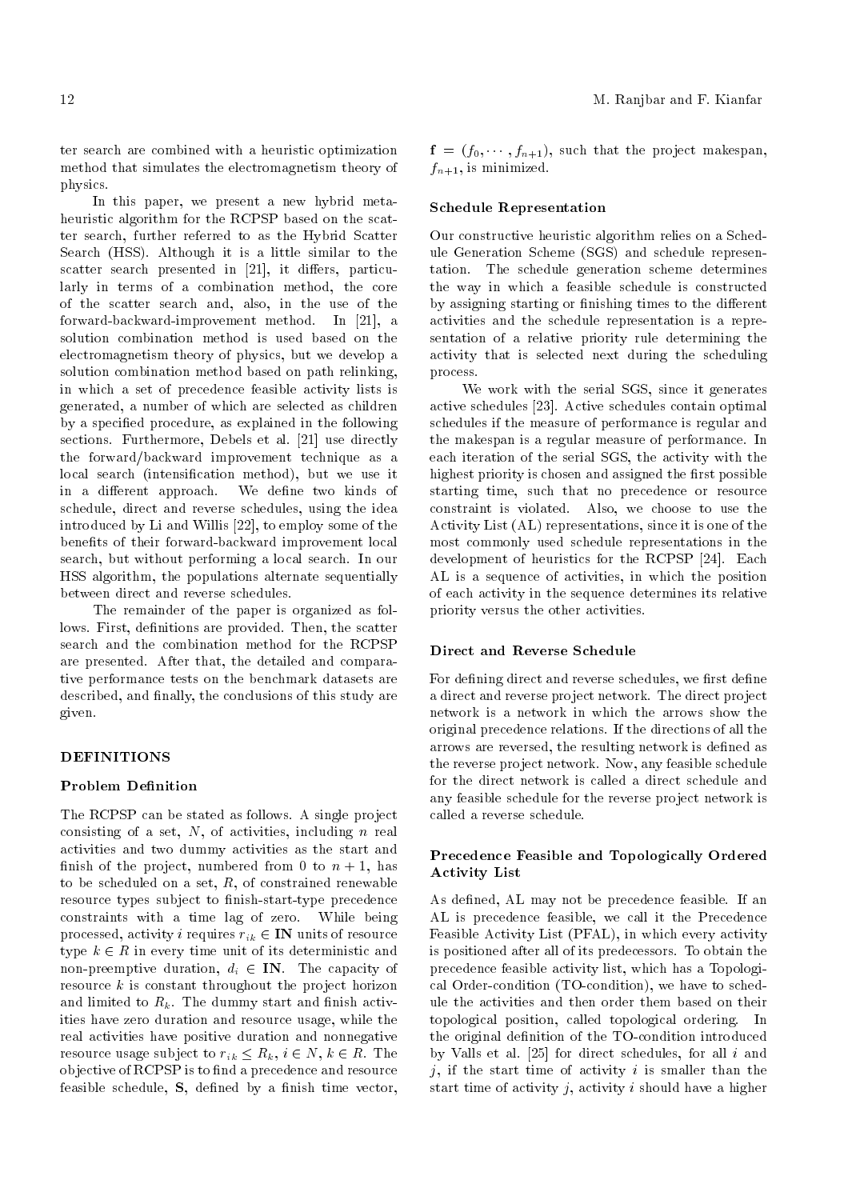ter search are combined with a heuristic optimization method that simulates the electromagnetism theory of physics.

In this paper, we present a new hybrid meta-heuristic algorithm for the RCPSP based on the scatter search, further referred to as the Hybrid Scatter Search (HSS). Although it is a little similar to the scatter search presented in [21], it differs, particularly in terms of a combination method, the core of the scatter search and, also, in the use of the forward-backward-improvement method. In [21], a solution combination method is used based on the electromagnetism theory of physics, but we develop a solution combination method based on path relinking, in which a set of precedence feasible activity lists is generated, a number of which are selected as children by a specified procedure, as explained in the following sections. Furthermore, Debels et al. [21] use directly the forward/backward improvement technique as a local search (intensification method), but we use it in a different approach. We define two kinds of schedule, direct and reverse schedules, using the idea introduced by Li and Willis [22], to employ some of the benefits of their forward-backward improvement local search, but without performing a local search. In our HSS algorithm, the populations alternate sequentially between direct and reverse schedules.

The remainder of the paper is organized as follows. First, definitions are provided. Then, the scatter search and the combination method for the RCPSP are presented. After that, the detailed and comparative performance tests on the benchmark datasets are described, and finally, the conclusions of this study are given.

## DEFINITIONS

### Problem Definition

The RCPSP can be stated as follows. A single project consisting of a set, $N$, of activities, including $n$ real activities and two dummy activities as the start and finish of the project, numbered from 0 to $n+1$, has to be scheduled on a set, $R$, of constrained renewable resource types subject to finish-start-type precedence constraints with a time lag of zero. While being processed, activity $i$ requires $r_{ik} \in \mathbf{IN}$ units of resource type $k \in R$ in every time unit of its deterministic and non-preemptive duration, $d_i \in \mathbf{IN}$. The capacity of resource $k$ is constant throughout the project horizon and limited to $R_k$. The dummy start and finish activities have zero duration and resource usage, while the real activities have positive duration and nonnegative resource usage subject to $r_{ik} \leq R_k$, $i \in N$, $k \in R$. The objective of RCPSP is to find a precedence and resource feasible schedule, $\mathbf{S}$, defined by a finish time vector, $\mathbf{f} = (f_0, \cdots, f_{n+1})$, such that the project makespan, $f_{n+1}$, is minimized.

### Schedule Representation

Our constructive heuristic algorithm relies on a Schedule Generation Scheme (SGS) and schedule representation. The schedule generation scheme determines the way in which a feasible schedule is constructed by assigning starting or finishing times to the different activities and the schedule representation is a representation of a relative priority rule determining the activity that is selected next during the scheduling process.

We work with the serial SGS, since it generates active schedules [23]. Active schedules contain optimal schedules if the measure of performance is regular and the makespan is a regular measure of performance. In each iteration of the serial SGS, the activity with the highest priority is chosen and assigned the first possible starting time, such that no precedence or resource constraint is violated. Also, we choose to use the Activity List (AL) representations, since it is one of the most commonly used schedule representations in the development of heuristics for the RCPSP [24]. Each AL is a sequence of activities, in which the position of each activity in the sequence determines its relative priority versus the other activities.

### Direct and Reverse Schedule

For defining direct and reverse schedules, we first define a direct and reverse project network. The direct project network is a network in which the arrows show the original precedence relations. If the directions of all the arrows are reversed, the resulting network is defined as the reverse project network. Now, any feasible schedule for the direct network is called a direct schedule and any feasible schedule for the reverse project network is called a reverse schedule.

### Precedence Feasible and Topologically Ordered Activity List

As defined, AL may not be precedence feasible. If an AL is precedence feasible, we call it the Precedence Feasible Activity List (PFAL), in which every activity is positioned after all of its predecessors. To obtain the precedence feasible activity list, which has a Topological Order-condition (TO-condition), we have to schedule the activities and then order them based on their topological position, called topological ordering. In the original definition of the TO-condition introduced by Valls et al. [25] for direct schedules, for all $i$ and $j$, if the start time of activity $i$ is smaller than the start time of activity $j$, activity $i$ should have a higher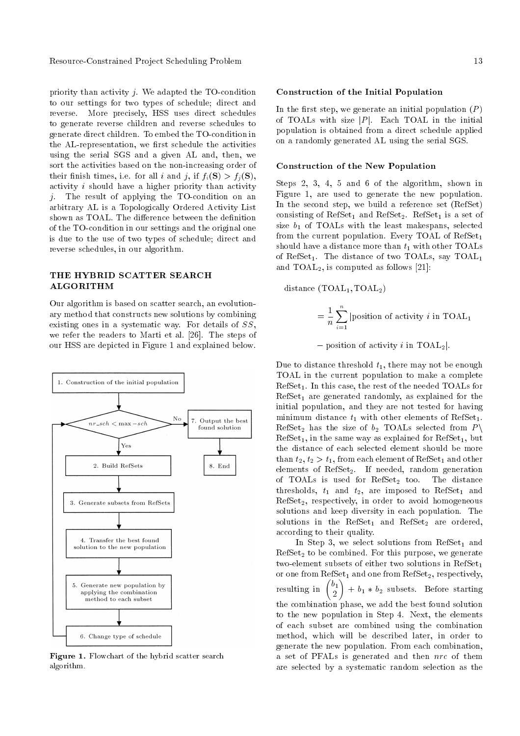priority than activity $j$. We adapted the TO-condition to our settings for two types of schedule; direct and reverse. More precisely, HSS uses direct schedules to generate reverse children and reverse schedules to generate direct children. To embed the TO-condition in the AL-representation, we first schedule the activities using the serial SGS and a given AL and, then, we sort the activities based on the non-increasing order of their finish times, i.e. for all $i$ and $j$, if $f_i(\mathbf{S}) > f_j(\mathbf{S})$, activity $i$ should have a higher priority than activity $j$. The result of applying the TO-condition on an arbitrary AL is a Topologically Ordered Activity List shown as TOAL. The difference between the definition of the TO-condition in our settings and the original one is due to the use of two types of schedule; direct and reverse schedules, in our algorithm.

## THE HYBRID SCATTER SEARCH ALGORITHM

Our algorithm is based on scatter search, an evolutionary method that constructs new solutions by combining existing ones in a systematic way. For details of *SS*, we refer the readers to Marti et al. [26]. The steps of our HSS are depicted in Figure 1 and explained below.

**Figure 1.** Flowchart of the hybrid scatter search algorithm.

### Construction of the Initial Population

In the first step, we generate an initial population ($P$) of TOALs with size $|P|$. Each TOAL in the initial population is obtained from a direct schedule applied on a randomly generated AL using the serial SGS.

### Construction of the New Population

Steps 2, 3, 4, 5 and 6 of the algorithm, shown in Figure 1, are used to generate the new population. In the second step, we build a reference set (RefSet) consisting of $\text{RefSet}_1$ and $\text{RefSet}_2$. $\text{RefSet}_1$ is a set of size $b_1$ of TOALs with the least makespans, selected from the current population. Every TOAL of $\text{RefSet}_1$ should have a distance more than $t_1$ with other TOALs of $\text{RefSet}_1$. The distance of two TOALs, say $\text{TOAL}_1$ and $\text{TOAL}_2$, is computed as follows [21]:

$$\text{distance}\,(\text{TOAL}_1, \text{TOAL}_2) = \frac{1}{n}\sum_{i=1}^{n} |\text{position of activity } i \text{ in } \text{TOAL}_1 - \text{position of activity } i \text{ in } \text{TOAL}_2|.$$

Due to distance threshold $t_1$, there may not be enough TOAL in the current population to make a complete $\text{RefSet}_1$. In this case, the rest of the needed TOALs for $\text{RefSet}_1$ are generated randomly, as explained for the initial population, and they are not tested for having minimum distance $t_1$ with other elements of $\text{RefSet}_1$. $\text{RefSet}_2$ has the size of $b_2$ TOALs selected from $P\setminus \text{RefSet}_1$, in the same way as explained for $\text{RefSet}_1$, but the distance of each selected element should be more than $t_2$, $t_2 > t_1$, from each element of $\text{RefSet}_1$ and other elements of $\text{RefSet}_2$. If needed, random generation of TOALs is used for $\text{RefSet}_2$ too. The distance thresholds, $t_1$ and $t_2$, are imposed to $\text{RefSet}_1$ and $\text{RefSet}_2$, respectively, in order to avoid homogeneous solutions and keep diversity in each population. The solutions in the $\text{RefSet}_1$ and $\text{RefSet}_2$ are ordered, according to their quality.

In Step 3, we select solutions from $\text{RefSet}_1$ and $\text{RefSet}_2$ to be combined. For this purpose, we generate two-element subsets of either two solutions in $\text{RefSet}_1$ or one from $\text{RefSet}_1$ and one from $\text{RefSet}_2$, respectively, resulting in $\binom{b_1}{2} + b_1 * b_2$ subsets. Before starting the combination phase, we add the best found solution to the new population in Step 4. Next, the elements of each subset are combined using the combination method, which will be described later, in order to generate the new population. From each combination, a set of PFALs is generated and then $nrc$ of them are selected by a systematic random selection as the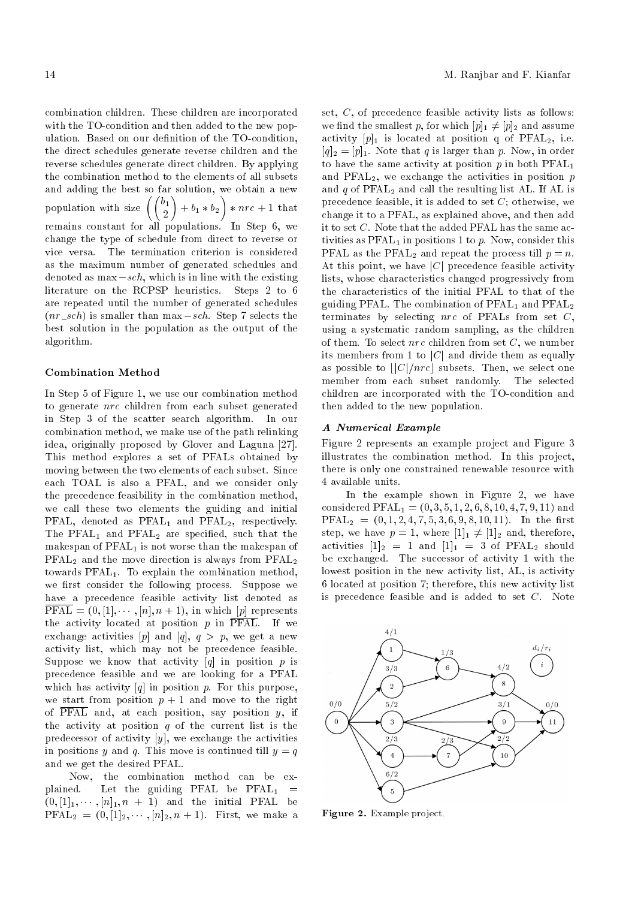combination children. These children are incorporated with the TO-condition and then added to the new population. Based on our definition of the TO-condition, the direct schedules generate reverse children and the reverse schedules generate direct children. By applying the combination method to the elements of all subsets and adding the best so far solution, we obtain a new population with size $\left(\binom{b_1}{2} + b_1 * b_2\right) * nrc + 1$ that remains constant for all populations. In Step 6, we change the type of schedule from direct to reverse or vice versa. The termination criterion is considered as the maximum number of generated schedules and denoted as $\max - sch$, which is in line with the existing literature on the RCPSP heuristics. Steps 2 to 6 are repeated until the number of generated schedules ($nr\_sch$) is smaller than $\max - sch$. Step 7 selects the best solution in the population as the output of the algorithm.

### Combination Method

In Step 5 of Figure 1, we use our combination method to generate $nrc$ children from each subset generated in Step 3 of the scatter search algorithm. In our combination method, we make use of the path relinking idea, originally proposed by Glover and Laguna [27]. This method explores a set of PFALs obtained by moving between the two elements of each subset. Since each TOAL is also a PFAL, and we consider only the precedence feasibility in the combination method, we call these two elements the guiding and initial PFAL, denoted as $\text{PFAL}_1$ and $\text{PFAL}_2$, respectively. The $\text{PFAL}_1$ and $\text{PFAL}_2$ are specified, such that the makespan of $\text{PFAL}_1$ is not worse than the makespan of $\text{PFAL}_2$ and the move direction is always from $\text{PFAL}_2$ towards $\text{PFAL}_1$. To explain the combination method, we first consider the following process. Suppose we have a precedence feasible activity list denoted as $\overline{\text{PFAL}} = (0, [1], \cdots, [n], n+1)$, in which $[p]$ represents the activity located at position $p$ in $\overline{\text{PFAL}}$. If we exchange activities $[p]$ and $[q]$, $q > p$, we get a new activity list, which may not be precedence feasible. Suppose we know that activity $[q]$ in position $p$ is precedence feasible and we are looking for a PFAL which has activity $[q]$ in position $p$. For this purpose, we start from position $p+1$ and move to the right of $\overline{\text{PFAL}}$ and, at each position, say position $y$, if the activity at position $q$ of the current list is the predecessor of activity $[y]$, we exchange the activities in positions $y$ and $q$. This move is continued till $y = q$ and we get the desired PFAL.

Now, the combination method can be explained. Let the guiding PFAL be $\text{PFAL}_1 = (0, [1]_1, \cdots, [n]_1, n+1)$ and the initial PFAL be $\text{PFAL}_2 = (0, [1]_2, \cdots, [n]_2, n+1)$. First, we make a set, $C$, of precedence feasible activity lists as follows: we find the smallest $p$, for which $[p]_1 \neq [p]_2$ and assume activity $[p]_1$ is located at position q of $\text{PFAL}_2$, i.e. $[q]_2 = [p]_1$. Note that $q$ is larger than $p$. Now, in order to have the same activity at position $p$ in both $\text{PFAL}_1$ and $\text{PFAL}_2$, we exchange the activities in position $p$ and $q$ of $\text{PFAL}_2$ and call the resulting list AL. If AL is precedence feasible, it is added to set $C$; otherwise, we change it to a PFAL, as explained above, and then add it to set $C$. Note that the added PFAL has the same activities as $\text{PFAL}_1$ in positions 1 to $p$. Now, consider this PFAL as the $\text{PFAL}_2$ and repeat the process till $p = n$. At this point, we have $|C|$ precedence feasible activity lists, whose characteristics changed progressively from the characteristics of the initial PFAL to that of the guiding PFAL. The combination of $\text{PFAL}_1$ and $\text{PFAL}_2$ terminates by selecting $nrc$ of PFALs from set $C$, using a systematic random sampling, as the children of them. To select $nrc$ children from set $C$, we number its members from 1 to $|C|$ and divide them as equally as possible to $\lfloor |C|/nrc \rfloor$ subsets. Then, we select one member from each subset randomly. The selected children are incorporated with the TO-condition and then added to the new population.

### *A Numerical Example*

Figure 2 represents an example project and Figure 3 illustrates the combination method. In this project, there is only one constrained renewable resource with 4 available units.

In the example shown in Figure 2, we have considered $\text{PFAL}_1 = (0, 3, 5, 1, 2, 6, 8, 10, 4, 7, 9, 11)$ and $\text{PFAL}_2 = (0, 1, 2, 4, 7, 5, 3, 6, 9, 8, 10, 11)$. In the first step, we have $p = 1$, where $[1]_1 \neq [1]_2$ and, therefore, activities $[1]_2 = 1$ and $[1]_1 = 3$ of $\text{PFAL}_2$ should be exchanged. The successor of activity 1 with the lowest position in the new activity list, AL, is activity 6 located at position 7; therefore, this new activity list is precedence feasible and is added to set $C$. Note

**Figure 2.** Example project.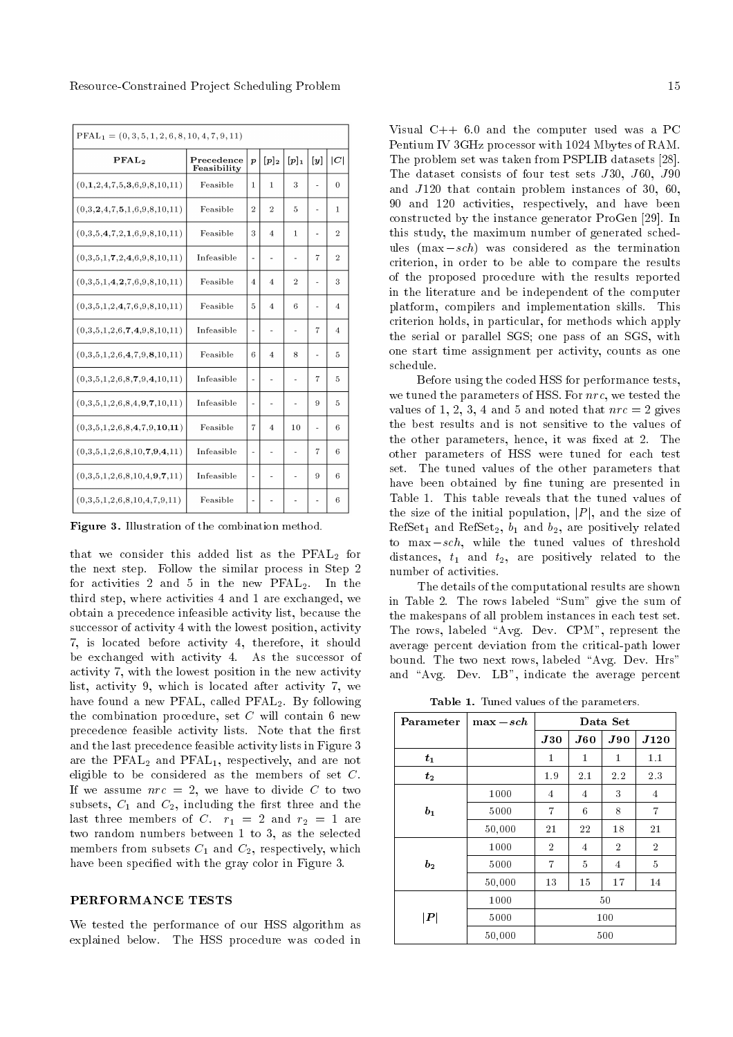| $PFAL_1 = (0, 3, 5, 1, 2, 6, 8, 10, 4, 7, 9, 11)$ | | | | | | |
|---|---|---|---|---|---|---|
| **$PFAL_2$** | **Precedence Feasibility** | $p$ | $[p]_2$ | $[p]_1$ | $[y]$ | $\lvert C\rvert$ |
| (0,**1**,2,4,7,5,**3**,6,9,8,10,11) | Feasible | 1 | 1 | 3 | - | 0 |
| (0,3,**2**,4,7,**5**,1,6,9,8,10,11) | Feasible | 2 | 2 | 5 | - | 1 |
| (0,3,5,**4**,7,2,**1**,6,9,8,10,11) | Feasible | 3 | 4 | 1 | - | 2 |
| (0,3,5,1,**7**,2,**4**,6,9,8,10,11) | Infeasible | - | - | - | 7 | 2 |
| (0,3,5,1,**4**,**2**,7,6,9,8,10,11) | Feasible | 4 | 4 | 2 | - | 3 |
| (0,3,5,1,2,**4**,7,**6**,9,8,10,11) | Feasible | 5 | 4 | 6 | - | 4 |
| (0,3,5,1,2,6,**7**,**4**,9,8,10,11) | Infeasible | - | - | - | 7 | 4 |
| (0,3,5,1,2,6,**4**,7,9,**8**,10,11) | Feasible | 6 | 4 | 8 | - | 5 |
| (0,3,5,1,2,6,8,**7**,9,**4**,10,11) | Infeasible | - | - | - | 7 | 5 |
| (0,3,5,1,2,6,8,4,**9**,**7**,10,11) | Infeasible | - | - | - | 9 | 5 |
| (0,3,5,1,2,6,8,**4**,7,9,**10**,**11**) | Feasible | 7 | 4 | 10 | - | 6 |
| (0,3,5,1,2,6,8,10,**7**,**9**,**4**,11) | Infeasible | - | - | - | 7 | 6 |
| (0,3,5,1,2,6,8,10,4,**9**,**7**,11) | Infeasible | - | - | - | 9 | 6 |
| (0,3,5,1,2,6,8,10,4,7,9,11) | Feasible | - | - | - | - | 6 |

**Figure 3.** Illustration of the combination method.

that we consider this added list as the $PFAL_2$ for the next step. Follow the similar process in Step 2 for activities 2 and 5 in the new $PFAL_2$. In the third step, where activities 4 and 1 are exchanged, we obtain a precedence infeasible activity list, because the successor of activity 4 with the lowest position, activity 7, is located before activity 4, therefore, it should be exchanged with activity 4. As the successor of activity 7, with the lowest position in the new activity list, activity 9, which is located after activity 7, we have found a new PFAL, called $PFAL_2$. By following the combination procedure, set $C$ will contain 6 new precedence feasible activity lists. Note that the first and the last precedence feasible activity lists in Figure 3 are the $PFAL_2$ and $PFAL_1$, respectively, and are not eligible to be considered as the members of set $C$. If we assume $nrc = 2$, we have to divide $C$ to two subsets, $C_1$ and $C_2$, including the first three and the last three members of $C$. $r_1 = 2$ and $r_2 = 1$ are two random numbers between 1 to 3, as the selected members from subsets $C_1$ and $C_2$, respectively, which have been specified with the gray color in Figure 3.

## PERFORMANCE TESTS

We tested the performance of our HSS algorithm as explained below. The HSS procedure was coded in Visual C++ 6.0 and the computer used was a PC Pentium IV 3GHz processor with 1024 Mbytes of RAM. The problem set was taken from PSPLIB datasets [28]. The dataset consists of four test sets $J30$, $J60$, $J90$ and $J120$ that contain problem instances of 30, 60, 90 and 120 activities, respectively, and have been constructed by the instance generator ProGen [29]. In this study, the maximum number of generated schedules ($\max - sch$) was considered as the termination criterion, in order to be able to compare the results of the proposed procedure with the results reported in the literature and be independent of the computer platform, compilers and implementation skills. This criterion holds, in particular, for methods which apply the serial or parallel SGS; one pass of an SGS, with one start time assignment per activity, counts as one schedule.

Before using the coded HSS for performance tests, we tuned the parameters of HSS. For $nrc$, we tested the values of 1, 2, 3, 4 and 5 and noted that $nrc = 2$ gives the best results and is not sensitive to the values of the other parameters, hence, it was fixed at 2. The other parameters of HSS were tuned for each test set. The tuned values of the other parameters that have been obtained by fine tuning are presented in Table 1. This table reveals that the tuned values of the size of the initial population, $|P|$, and the size of $RefSet_1$ and $RefSet_2$, $b_1$ and $b_2$, are positively related to $\max - sch$, while the tuned values of threshold distances, $t_1$ and $t_2$, are positively related to the number of activities.

The details of the computational results are shown in Table 2. The rows labeled "Sum" give the sum of the makespans of all problem instances in each test set. The rows, labeled "Avg. Dev. CPM", represent the average percent deviation from the critical-path lower bound. The two next rows, labeled "Avg. Dev. Hrs" and "Avg. Dev. LB", indicate the average percent

**Table 1.** Tuned values of the parameters.

| Parameter | $\max - sch$ | Data Set | | | |
|---|---|---|---|---|---|
| | | $J30$ | $J60$ | $J90$ | $J120$ |
| $t_1$ | | 1 | 1 | 1 | 1.1 |
| $t_2$ | | 1.9 | 2.1 | 2.2 | 2.3 |
| $b_1$ | 1000 | 4 | 4 | 3 | 4 |
| | 5000 | 7 | 6 | 8 | 7 |
| | 50,000 | 21 | 22 | 18 | 21 |
| $b_2$ | 1000 | 2 | 4 | 2 | 2 |
| | 5000 | 7 | 5 | 4 | 5 |
| | 50,000 | 13 | 15 | 17 | 14 |
| $\lvert P\rvert$ | 1000 | 50 | | | |
| | 5000 | 100 | | | |
| | 50,000 | 500 | | | |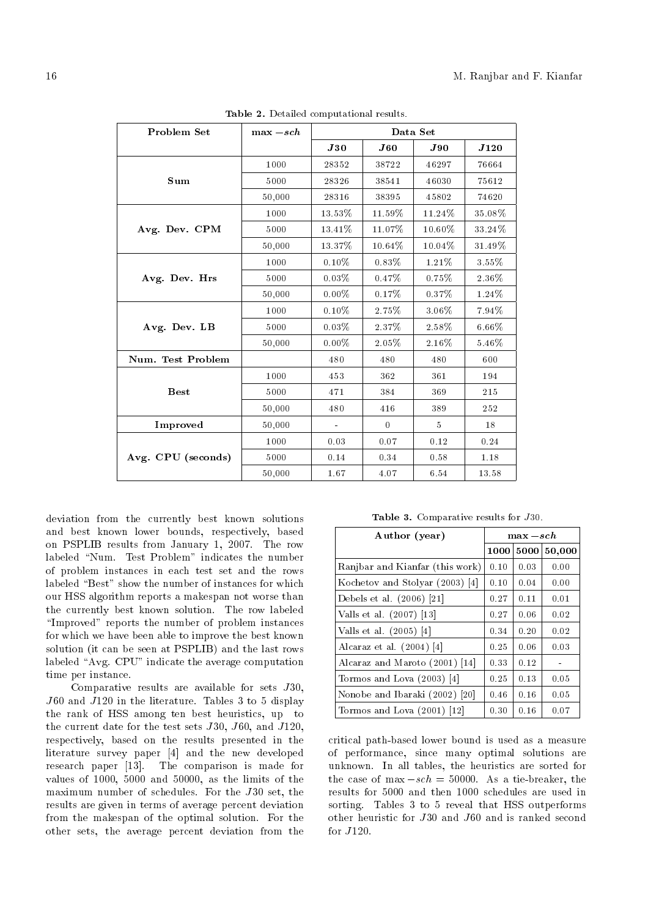**Table 2.** Detailed computational results.

| Problem Set | $\max - sch$ | Data Set | | | |
|---|---|---|---|---|---|
| | | $J30$ | $J60$ | $J90$ | $J120$ |
| **Sum** | 1000 | 28352 | 38722 | 46297 | 76664 |
| | 5000 | 28326 | 38541 | 46030 | 75612 |
| | 50,000 | 28316 | 38395 | 45802 | 74620 |
| **Avg. Dev. CPM** | 1000 | 13.53% | 11.59% | 11.24% | 35.08% |
| | 5000 | 13.41% | 11.07% | 10.60% | 33.24% |
| | 50,000 | 13.37% | 10.64% | 10.04% | 31.49% |
| **Avg. Dev. Hrs** | 1000 | 0.10% | 0.83% | 1.21% | 3.55% |
| | 5000 | 0.03% | 0.47% | 0.75% | 2.36% |
| | 50,000 | 0.00% | 0.17% | 0.37% | 1.24% |
| **Avg. Dev. LB** | 1000 | 0.10% | 2.75% | 3.06% | 7.94% |
| | 5000 | 0.03% | 2.37% | 2.58% | 6.66% |
| | 50,000 | 0.00% | 2.05% | 2.16% | 5.46% |
| **Num. Test Problem** | | 480 | 480 | 480 | 600 |
| **Best** | 1000 | 453 | 362 | 361 | 194 |
| | 5000 | 471 | 384 | 369 | 215 |
| | 50,000 | 480 | 416 | 389 | 252 |
| **Improved** | 50,000 | - | 0 | 5 | 18 |
| **Avg. CPU (seconds)** | 1000 | 0.03 | 0.07 | 0.12 | 0.24 |
| | 5000 | 0.14 | 0.34 | 0.58 | 1.18 |
| | 50,000 | 1.67 | 4.07 | 6.54 | 13.58 |

deviation from the currently best known solutions and best known lower bounds, respectively, based on PSPLIB results from January 1, 2007. The row labeled "Num. Test Problem" indicates the number of problem instances in each test set and the rows labeled "Best" show the number of instances for which our HSS algorithm reports a makespan not worse than the currently best known solution. The row labeled "Improved" reports the number of problem instances for which we have been able to improve the best known solution (it can be seen at PSPLIB) and the last rows labeled "Avg. CPU" indicate the average computation time per instance.

Comparative results are available for sets $J30$, $J60$ and $J120$ in the literature. Tables 3 to 5 display the rank of HSS among ten best heuristics, up to the current date for the test sets $J30$, $J60$, and $J120$, respectively, based on the results presented in the literature survey paper [4] and the new developed research paper [13]. The comparison is made for values of 1000, 5000 and 50000, as the limits of the maximum number of schedules. For the $J30$ set, the results are given in terms of average percent deviation from the makespan of the optimal solution. For the other sets, the average percent deviation from the critical path-based lower bound is used as a measure of performance, since many optimal solutions are unknown. In all tables, the heuristics are sorted for the case of $\max - sch = 50000$. As a tie-breaker, the results for 5000 and then 1000 schedules are used in sorting. Tables 3 to 5 reveal that HSS outperforms other heuristic for $J30$ and $J60$ and is ranked second for $J120$.

**Table 3.** Comparative results for $J30$.

| Author (year) | $\max - sch$ | | |
|---|---|---|---|
| | 1000 | 5000 | 50,000 |
| Ranjbar and Kianfar (this work) | 0.10 | 0.03 | 0.00 |
| Kochetov and Stolyar (2003) [4] | 0.10 | 0.04 | 0.00 |
| Debels et al. (2006) [21] | 0.27 | 0.11 | 0.01 |
| Valls et al. (2007) [13] | 0.27 | 0.06 | 0.02 |
| Valls et al. (2005) [4] | 0.34 | 0.20 | 0.02 |
| Alcaraz et al. (2004) [4] | 0.25 | 0.06 | 0.03 |
| Alcaraz and Maroto (2001) [14] | 0.33 | 0.12 | - |
| Tormos and Lova (2003) [4] | 0.25 | 0.13 | 0.05 |
| Nonobe and Ibaraki (2002) [20] | 0.46 | 0.16 | 0.05 |
| Tormos and Lova (2001) [12] | 0.30 | 0.16 | 0.07 |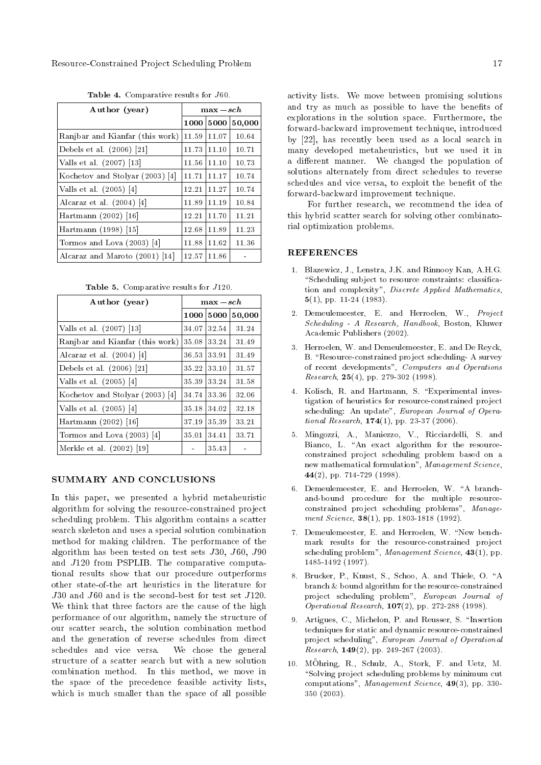**Table 4.** Comparative results for $J60$.

| Author (year) | max − *sch* | | |
|---|---|---|---|
| | 1000 | 5000 | 50,000 |
| Ranjbar and Kianfar (this work) | 11.59 | 11.07 | 10.64 |
| Debels et al. (2006) [21] | 11.73 | 11.10 | 10.71 |
| Valls et al. (2007) [13] | 11.56 | 11.10 | 10.73 |
| Kochetov and Stolyar (2003) [4] | 11.71 | 11.17 | 10.74 |
| Valls et al. (2005) [4] | 12.21 | 11.27 | 10.74 |
| Alcaraz et al. (2004) [4] | 11.89 | 11.19 | 10.84 |
| Hartmann (2002) [16] | 12.21 | 11.70 | 11.21 |
| Hartmann (1998) [15] | 12.68 | 11.89 | 11.23 |
| Tormos and Lova (2003) [4] | 11.88 | 11.62 | 11.36 |
| Alcaraz and Maroto (2001) [14] | 12.57 | 11.86 | - |

**Table 5.** Comparative results for $J120$.

| Author (year) | max − *sch* | | |
|---|---|---|---|
| | 1000 | 5000 | 50,000 |
| Valls et al. (2007) [13] | 34.07 | 32.54 | 31.24 |
| Ranjbar and Kianfar (this work) | 35.08 | 33.24 | 31.49 |
| Alcaraz et al. (2004) [4] | 36.53 | 33.91 | 31.49 |
| Debels et al. (2006) [21] | 35.22 | 33.10 | 31.57 |
| Valls et al. (2005) [4] | 35.39 | 33.24 | 31.58 |
| Kochetov and Stolyar (2003) [4] | 34.74 | 33.36 | 32.06 |
| Valls et al. (2005) [4] | 35.18 | 34.02 | 32.18 |
| Hartmann (2002) [16] | 37.19 | 35.39 | 33.21 |
| Tormos and Lova (2003) [4] | 35.01 | 34.41 | 33.71 |
| Merkle et al. (2002) [19] | - | 35.43 | - |

## SUMMARY AND CONCLUSIONS

In this paper, we presented a hybrid metaheuristic algorithm for solving the resource-constrained project scheduling problem. This algorithm contains a scatter search skeleton and uses a special solution combination method for making children. The performance of the algorithm has been tested on test sets $J30$, $J60$, $J90$ and $J120$ from PSPLIB. The comparative computational results show that our procedure outperforms other state-of-the art heuristics in the literature for $J30$ and $J60$ and is the second-best for test set $J120$. We think that three factors are the cause of the high performance of our algorithm, namely the structure of our scatter search, the solution combination method and the generation of reverse schedules from direct schedules and vice versa. We chose the general structure of a scatter search but with a new solution combination method. In this method, we move in the space of the precedence feasible activity lists, which is much smaller than the space of all possible activity lists. We move between promising solutions and try as much as possible to have the benefits of explorations in the solution space. Furthermore, the forward-backward improvement technique, introduced by [22], has recently been used as a local search in many developed metaheuristics, but we used it in a different manner. We changed the population of solutions alternately from direct schedules to reverse schedules and vice versa, to exploit the benefit of the forward-backward improvement technique.

For further research, we recommend the idea of this hybrid scatter search for solving other combinatorial optimization problems.

## REFERENCES

1. Blazewicz, J., Lenstra, J.K. and Rinnooy Kan, A.H.G. "Scheduling subject to resource constraints: classification and complexity", *Discrete Applied Mathematics*, **5**(1), pp. 11-24 (1983).
2. Demeulemeester, E. and Herroelen, W., *Project Scheduling - A Research, Handbook*, Boston, Kluwer Academic Publishers (2002).
3. Herroelen, W. and Demeulemeester, E. and De Reyck, B. "Resource-constrained project scheduling- A survey of recent developments", *Computers and Operations Research*, **25**(4), pp. 279-302 (1998).
4. Kolisch, R. and Hartmann, S. "Experimental investigation of heuristics for resource-constrained project scheduling: An update", *European Journal of Operational Research*, **174**(1), pp. 23-37 (2006).
5. Mingozzi, A., Maniezzo, V., Ricciardelli, S. and Bianco, L. "An exact algorithm for the resource-constrained project scheduling problem based on a new mathematical formulation", *Management Science*, **44**(2), pp. 714-729 (1998).
6. Demeulemeester, E. and Herroelen, W. "A branch-and-bound procedure for the multiple resource-constrained project scheduling problems", *Management Science*, **38**(1), pp. 1803-1818 (1992).
7. Demeulemeester, E. and Herroelen, W. "New benchmark results for the resource-constrained project scheduling problem", *Management Science*, **43**(1), pp. 1485-1492 (1997).
8. Brucker, P., Knust, S., Schoo, A. and Thiele, O. "A branch & bound algorithm for the resource-constrained project scheduling problem", *European Journal of Operational Research*, **107**(2), pp. 272-288 (1998).
9. Artigues, C., Michelon, P. and Reusser, S. "Insertion techniques for static and dynamic resource-constrained project scheduling", *European Journal of Operational Research*, **149**(2), pp. 249-267 (2003).
10. MÖhring, R., Schulz, A., Stork, F. and Uetz, M. "Solving project scheduling problems by minimum cut computations", *Management Science*, **49**(3), pp. 330-350 (2003).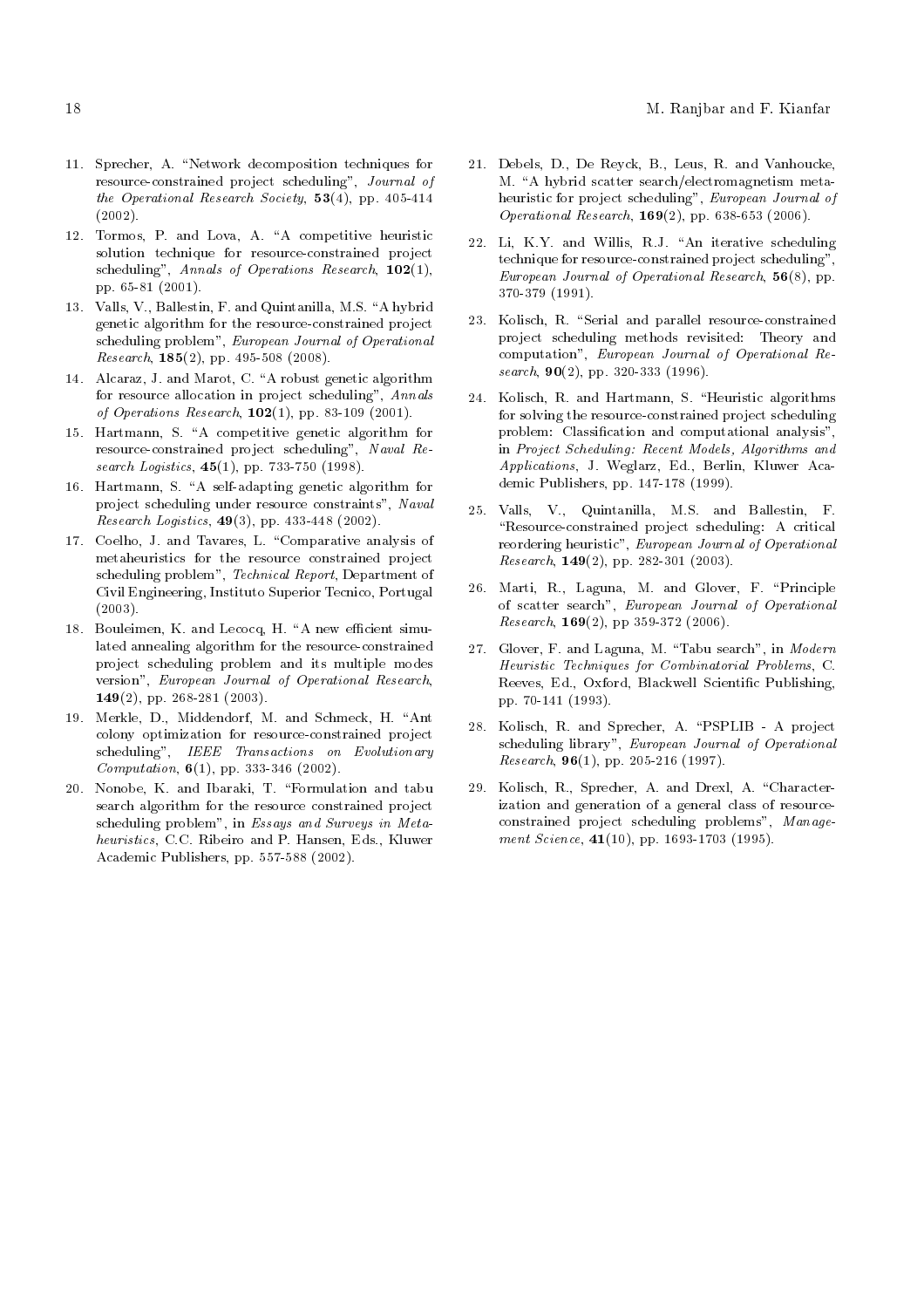11. Sprecher, A. "Network decomposition techniques for resource-constrained project scheduling", *Journal of the Operational Research Society*, **53**(4), pp. 405-414 (2002).
12. Tormos, P. and Lova, A. "A competitive heuristic solution technique for resource-constrained project scheduling", *Annals of Operations Research*, **102**(1), pp. 65-81 (2001).
13. Valls, V., Ballestin, F. and Quintanilla, M.S. "A hybrid genetic algorithm for the resource-constrained project scheduling problem", *European Journal of Operational Research*, **185**(2), pp. 495-508 (2008).
14. Alcaraz, J. and Marot, C. "A robust genetic algorithm for resource allocation in project scheduling", *Annals of Operations Research*, **102**(1), pp. 83-109 (2001).
15. Hartmann, S. "A competitive genetic algorithm for resource-constrained project scheduling", *Naval Research Logistics*, **45**(1), pp. 733-750 (1998).
16. Hartmann, S. "A self-adapting genetic algorithm for project scheduling under resource constraints", *Naval Research Logistics*, **49**(3), pp. 433-448 (2002).
17. Coelho, J. and Tavares, L. "Comparative analysis of metaheuristics for the resource constrained project scheduling problem", *Technical Report*, Department of Civil Engineering, Instituto Superior Tecnico, Portugal (2003).
18. Bouleimen, K. and Lecocq, H. "A new efficient simulated annealing algorithm for the resource-constrained project scheduling problem and its multiple modes version", *European Journal of Operational Research*, **149**(2), pp. 268-281 (2003).
19. Merkle, D., Middendorf, M. and Schmeck, H. "Ant colony optimization for resource-constrained project scheduling", *IEEE Transactions on Evolutionary Computation*, **6**(1), pp. 333-346 (2002).
20. Nonobe, K. and Ibaraki, T. "Formulation and tabu search algorithm for the resource constrained project scheduling problem", in *Essays and Surveys in Metaheuristics*, C.C. Ribeiro and P. Hansen, Eds., Kluwer Academic Publishers, pp. 557-588 (2002).
21. Debels, D., De Reyck, B., Leus, R. and Vanhoucke, M. "A hybrid scatter search/electromagnetism metaheuristic for project scheduling", *European Journal of Operational Research*, **169**(2), pp. 638-653 (2006).
22. Li, K.Y. and Willis, R.J. "An iterative scheduling technique for resource-constrained project scheduling", *European Journal of Operational Research*, **56**(8), pp. 370-379 (1991).
23. Kolisch, R. "Serial and parallel resource-constrained project scheduling methods revisited: Theory and computation", *European Journal of Operational Research*, **90**(2), pp. 320-333 (1996).
24. Kolisch, R. and Hartmann, S. "Heuristic algorithms for solving the resource-constrained project scheduling problem: Classification and computational analysis", in *Project Scheduling: Recent Models, Algorithms and Applications*, J. Weglarz, Ed., Berlin, Kluwer Academic Publishers, pp. 147-178 (1999).
25. Valls, V., Quintanilla, M.S. and Ballestin, F. "Resource-constrained project scheduling: A critical reordering heuristic", *European Journal of Operational Research*, **149**(2), pp. 282-301 (2003).
26. Marti, R., Laguna, M. and Glover, F. "Principle of scatter search", *European Journal of Operational Research*, **169**(2), pp 359-372 (2006).
27. Glover, F. and Laguna, M. "Tabu search", in *Modern Heuristic Techniques for Combinatorial Problems*, C. Reeves, Ed., Oxford, Blackwell Scientific Publishing, pp. 70-141 (1993).
28. Kolisch, R. and Sprecher, A. "PSPLIB - A project scheduling library", *European Journal of Operational Research*, **96**(1), pp. 205-216 (1997).
29. Kolisch, R., Sprecher, A. and Drexl, A. "Characterization and generation of a general class of resource-constrained project scheduling problems", *Management Science*, **41**(10), pp. 1693-1703 (1995).